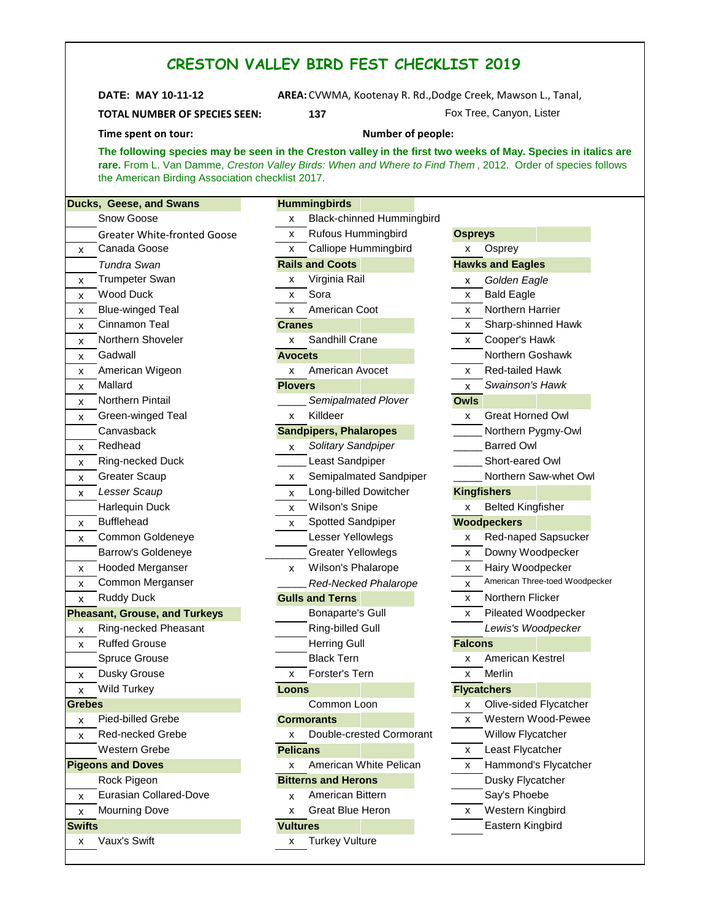# CRESTON VALLEY BIRD FEST CHECKLIST 2019

**DATE: MAY 10-11-12** **AREA:** CVWMA, Kootenay R. Rd.,Dodge Creek, Mawson L., Tanal, Fox Tree, Canyon, Lister

**TOTAL NUMBER OF SPECIES SEEN:** 137

**Time spent on tour:** **Number of people:**

**The following species may be seen in the Creston valley in the first two weeks of May. Species in italics are rare.** From L. Van Damme, *Creston Valley Birds: When and Where to Find Them* , 2012. Order of species follows the American Birding Association checklist 2017.

### Ducks, Geese, and Swans

| Seen | Species |
|---|---|
| | Snow Goose |
| | Greater White-fronted Goose |
| x | Canada Goose |
| | *Tundra Swan* |
| x | Trumpeter Swan |
| x | Wood Duck |
| x | Blue-winged Teal |
| x | Cinnamon Teal |
| x | Northern Shoveler |
| x | Gadwall |
| x | American Wigeon |
| x | Mallard |
| x | Northern Pintail |
| x | Green-winged Teal |
| | Canvasback |
| x | Redhead |
| x | Ring-necked Duck |
| x | Greater Scaup |
| x | *Lesser Scaup* |
| | Harlequin Duck |
| x | Bufflehead |
| x | Common Goldeneye |
| | Barrow's Goldeneye |
| x | Hooded Merganser |
| x | Common Merganser |
| x | Ruddy Duck |

### Pheasant, Grouse, and Turkeys

| Seen | Species |
|---|---|
| x | Ring-necked Pheasant |
| x | Ruffed Grouse |
| | Spruce Grouse |
| x | Dusky Grouse |
| x | Wild Turkey |

### Grebes

| Seen | Species |
|---|---|
| x | Pied-billed Grebe |
| x | Red-necked Grebe |
| | Western Grebe |

### Pigeons and Doves

| Seen | Species |
|---|---|
| | Rock Pigeon |
| x | Eurasian Collared-Dove |
| x | Mourning Dove |

### Swifts

| Seen | Species |
|---|---|
| x | Vaux's Swift |

### Hummingbirds

| Seen | Species |
|---|---|
| x | Black-chinned Hummingbird |
| x | Rufous Hummingbird |
| x | Calliope Hummingbird |

### Rails and Coots

| Seen | Species |
|---|---|
| x | Virginia Rail |
| x | Sora |
| x | American Coot |

### Cranes

| Seen | Species |
|---|---|
| x | Sandhill Crane |

### Avocets

| Seen | Species |
|---|---|
| x | American Avocet |

### Plovers

| Seen | Species |
|---|---|
| | *Semipalmated Plover* |
| x | Killdeer |

### Sandpipers, Phalaropes

| Seen | Species |
|---|---|
| x | *Solitary Sandpiper* |
| | Least Sandpiper |
| x | Semipalmated Sandpiper |
| x | Long-billed Dowitcher |
| x | Wilson's Snipe |
| x | Spotted Sandpiper |
| | Lesser Yellowlegs |
| | Greater Yellowlegs |
| x | Wilson's Phalarope |
| | *Red-Necked Phalarope* |

### Gulls and Terns

| Seen | Species |
|---|---|
| | Bonaparte's Gull |
| | Ring-billed Gull |
| | Herring Gull |
| | Black Tern |
| x | Forster's Tern |

### Loons

| Seen | Species |
|---|---|
| | Common Loon |

### Cormorants

| Seen | Species |
|---|---|
| x | Double-crested Cormorant |

### Pelicans

| Seen | Species |
|---|---|
| x | American White Pelican |

### Bitterns and Herons

| Seen | Species |
|---|---|
| x | American Bittern |
| x | Great Blue Heron |

### Vultures

| Seen | Species |
|---|---|
| x | Turkey Vulture |

### Ospreys

| Seen | Species |
|---|---|
| x | Osprey |

### Hawks and Eagles

| Seen | Species |
|---|---|
| x | *Golden Eagle* |
| x | Bald Eagle |
| x | Northern Harrier |
| x | Sharp-shinned Hawk |
| x | Cooper's Hawk |
| | Northern Goshawk |
| x | Red-tailed Hawk |
| x | *Swainson's Hawk* |

### Owls

| Seen | Species |
|---|---|
| x | Great Horned Owl |
| | Northern Pygmy-Owl |
| | Barred Owl |
| | Short-eared Owl |
| | Northern Saw-whet Owl |

### Kingfishers

| Seen | Species |
|---|---|
| x | Belted Kingfisher |

### Woodpeckers

| Seen | Species |
|---|---|
| x | Red-naped Sapsucker |
| x | Downy Woodpecker |
| x | Hairy Woodpecker |
| x | American Three-toed Woodpecker |
| x | Northern Flicker |
| x | Pileated Woodpecker |
| | *Lewis's Woodpecker* |

### Falcons

| Seen | Species |
|---|---|
| x | American Kestrel |
| x | Merlin |

### Flycatchers

| Seen | Species |
|---|---|
| x | Olive-sided Flycatcher |
| x | Western Wood-Pewee |
| | Willow Flycatcher |
| x | Least Flycatcher |
| x | Hammond's Flycatcher |
| | Dusky Flycatcher |
| | Say's Phoebe |
| x | Western Kingbird |
| | Eastern Kingbird |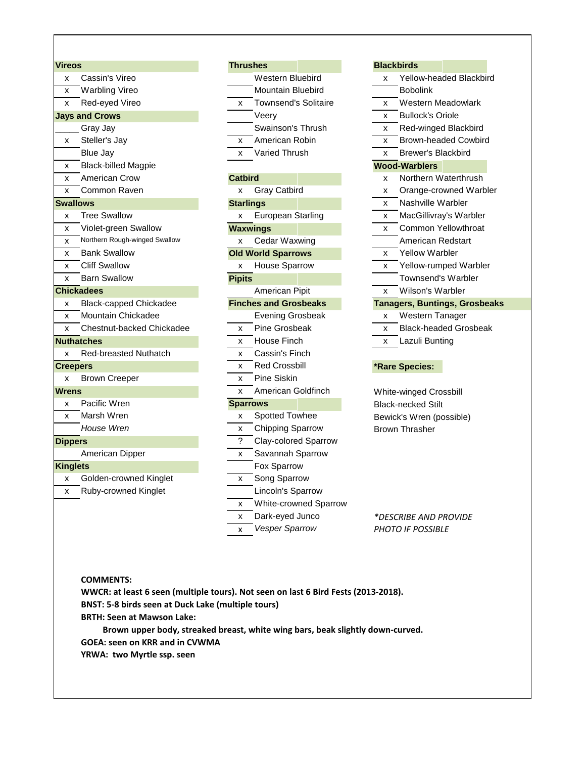| | Vireos |
|---|---|
| x | Cassin's Vireo |
| x | Warbling Vireo |
| x | Red-eyed Vireo |

| | Jays and Crows |
|---|---|
| _____ | Gray Jay |
| x | Steller's Jay |
| | Blue Jay |
| x | Black-billed Magpie |
| x | American Crow |
| x | Common Raven |

| | Swallows |
|---|---|
| x | Tree Swallow |
| x | Violet-green Swallow |
| x | Northern Rough-winged Swallow |
| x | Bank Swallow |
| x | Cliff Swallow |
| x | Barn Swallow |

| | Chickadees |
|---|---|
| x | Black-capped Chickadee |
| x | Mountain Chickadee |
| x | Chestnut-backed Chickadee |

| | Nuthatches |
|---|---|
| x | Red-breasted Nuthatch |

| | Creepers |
|---|---|
| x | Brown Creeper |

| | Wrens |
|---|---|
| x | Pacific Wren |
| x | Marsh Wren |
| | *House Wren* |

| | Dippers |
|---|---|
| | American Dipper |

| | Kinglets |
|---|---|
| x | Golden-crowned Kinglet |
| x | Ruby-crowned Kinglet |

| | Thrushes |
|---|---|
| | Western Bluebird |
| | Mountain Bluebird |
| x | Townsend's Solitaire |
| | Veery |
| | Swainson's Thrush |
| x | American Robin |
| x | Varied Thrush |

| | Catbird |
|---|---|
| x | Gray Catbird |

| | Starlings |
|---|---|
| x | European Starling |

| | Waxwings |
|---|---|
| x | Cedar Waxwing |

| | Old World Sparrows |
|---|---|
| x | House Sparrow |

| | Pipits |
|---|---|
| | American Pipit |

| | Finches and Grosbeaks |
|---|---|
| | Evening Grosbeak |
| x | Pine Grosbeak |
| x | House Finch |
| x | Cassin's Finch |
| x | Red Crossbill |
| x | Pine Siskin |
| x | American Goldfinch |

| | Sparrows |
|---|---|
| x | Spotted Towhee |
| x | Chipping Sparrow |
| ? | Clay-colored Sparrow |
| x | Savannah Sparrow |
| | Fox Sparrow |
| x | Song Sparrow |
| | Lincoln's Sparrow |
| x | White-crowned Sparrow |
| x | Dark-eyed Junco |
| x | *Vesper Sparrow* |

| | Blackbirds |
|---|---|
| x | Yellow-headed Blackbird |
| | Bobolink |
| x | Western Meadowlark |
| x | Bullock's Oriole |
| x | Red-winged Blackbird |
| x | Brown-headed Cowbird |
| x | Brewer's Blackbird |

| | Wood-Warblers |
|---|---|
| x | Northern Waterthrush |
| x | Orange-crowned Warbler |
| x | Nashville Warbler |
| x | MacGillivray's Warbler |
| x | Common Yellowthroat |
| | American Redstart |
| x | Yellow Warbler |
| x | Yellow-rumped Warbler |
| | Townsend's Warbler |
| x | Wilson's Warbler |

| | Tanagers, Buntings, Grosbeaks |
|---|---|
| x | Western Tanager |
| x | Black-headed Grosbeak |
| x | Lazuli Bunting |

**\*Rare Species:**

White-winged Crossbill
Black-necked Stilt
Bewick's Wren (possible)
Brown Thrasher

*\*DESCRIBE AND PROVIDE PHOTO IF POSSIBLE*

**COMMENTS:**

**WWCR: at least 6 seen (multiple tours). Not seen on last 6 Bird Fests (2013-2018).**

**BNST: 5-8 birds seen at Duck Lake (multiple tours)**

**BRTH: Seen at Mawson Lake:**

**Brown upper body, streaked breast, white wing bars, beak slightly down-curved.**

**GOEA: seen on KRR and in CVWMA**

**YRWA: two Myrtle ssp. seen**